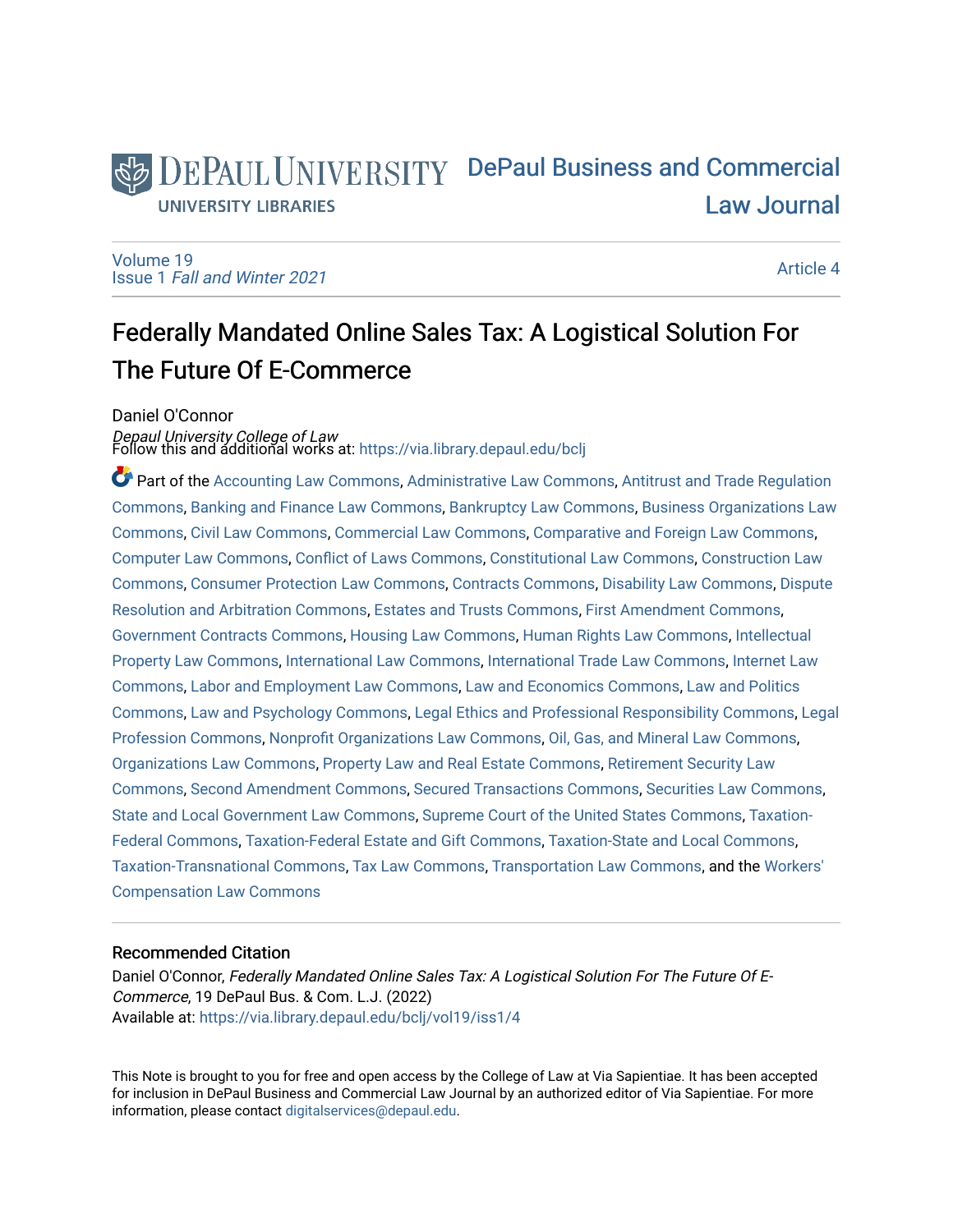DePaul University
UNIVERSITY LIBRARIES

DePaul Business and Commercial Law Journal

Volume 19
Issue 1 *Fall and Winter 2021*

Article 4

# Federally Mandated Online Sales Tax: A Logistical Solution For The Future Of E-Commerce

Daniel O'Connor
*Depaul University College of Law*

Follow this and additional works at: https://via.library.depaul.edu/bclj

Part of the Accounting Law Commons, Administrative Law Commons, Antitrust and Trade Regulation Commons, Banking and Finance Law Commons, Bankruptcy Law Commons, Business Organizations Law Commons, Civil Law Commons, Commercial Law Commons, Comparative and Foreign Law Commons, Computer Law Commons, Conflict of Laws Commons, Constitutional Law Commons, Construction Law Commons, Consumer Protection Law Commons, Contracts Commons, Disability Law Commons, Dispute Resolution and Arbitration Commons, Estates and Trusts Commons, First Amendment Commons, Government Contracts Commons, Housing Law Commons, Human Rights Law Commons, Intellectual Property Law Commons, International Law Commons, International Trade Law Commons, Internet Law Commons, Labor and Employment Law Commons, Law and Economics Commons, Law and Politics Commons, Law and Psychology Commons, Legal Ethics and Professional Responsibility Commons, Legal Profession Commons, Nonprofit Organizations Law Commons, Oil, Gas, and Mineral Law Commons, Organizations Law Commons, Property Law and Real Estate Commons, Retirement Security Law Commons, Second Amendment Commons, Secured Transactions Commons, Securities Law Commons, State and Local Government Law Commons, Supreme Court of the United States Commons, Taxation-Federal Commons, Taxation-Federal Estate and Gift Commons, Taxation-State and Local Commons, Taxation-Transnational Commons, Tax Law Commons, Transportation Law Commons, and the Workers' Compensation Law Commons

## Recommended Citation

Daniel O'Connor, *Federally Mandated Online Sales Tax: A Logistical Solution For The Future Of E-Commerce*, 19 DePaul Bus. & Com. L.J. (2022)
Available at: https://via.library.depaul.edu/bclj/vol19/iss1/4

This Note is brought to you for free and open access by the College of Law at Via Sapientiae. It has been accepted for inclusion in DePaul Business and Commercial Law Journal by an authorized editor of Via Sapientiae. For more information, please contact digitalservices@depaul.edu.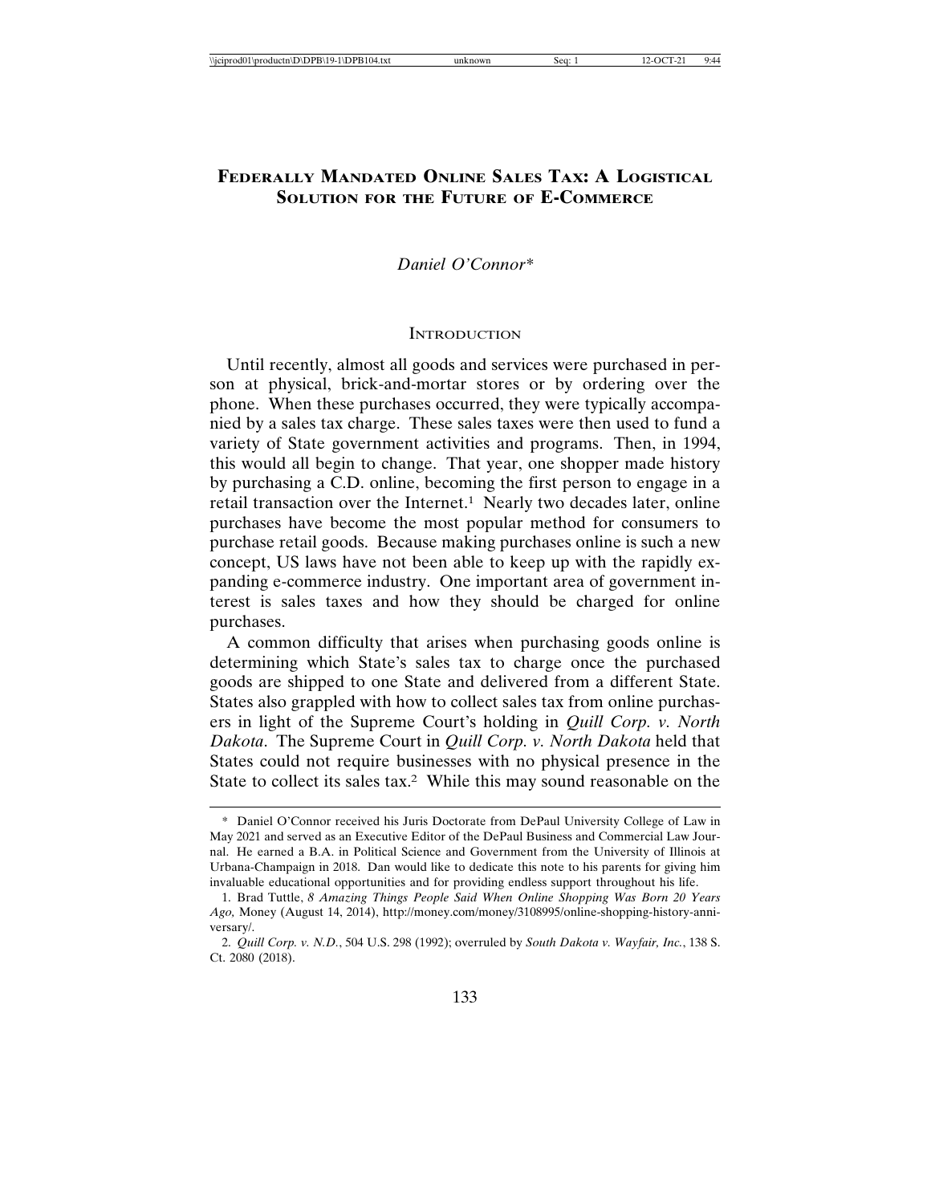# Federally Mandated Online Sales Tax: A Logistical Solution for the Future of E-Commerce

*Daniel O'Connor**

## Introduction

Until recently, almost all goods and services were purchased in person at physical, brick-and-mortar stores or by ordering over the phone. When these purchases occurred, they were typically accompanied by a sales tax charge. These sales taxes were then used to fund a variety of State government activities and programs. Then, in 1994, this would all begin to change. That year, one shopper made history by purchasing a C.D. online, becoming the first person to engage in a retail transaction over the Internet.[1] Nearly two decades later, online purchases have become the most popular method for consumers to purchase retail goods. Because making purchases online is such a new concept, US laws have not been able to keep up with the rapidly expanding e-commerce industry. One important area of government interest is sales taxes and how they should be charged for online purchases.

A common difficulty that arises when purchasing goods online is determining which State's sales tax to charge once the purchased goods are shipped to one State and delivered from a different State. States also grappled with how to collect sales tax from online purchasers in light of the Supreme Court's holding in *Quill Corp. v. North Dakota*. The Supreme Court in *Quill Corp. v. North Dakota* held that States could not require businesses with no physical presence in the State to collect its sales tax.[2] While this may sound reasonable on the

---

\* Daniel O'Connor received his Juris Doctorate from DePaul University College of Law in May 2021 and served as an Executive Editor of the DePaul Business and Commercial Law Journal. He earned a B.A. in Political Science and Government from the University of Illinois at Urbana-Champaign in 2018. Dan would like to dedicate this note to his parents for giving him invaluable educational opportunities and for providing endless support throughout his life.

1. Brad Tuttle, *8 Amazing Things People Said When Online Shopping Was Born 20 Years Ago,* Money (August 14, 2014), http://money.com/money/3108995/online-shopping-history-anniversary/.

2. *Quill Corp. v. N.D.*, 504 U.S. 298 (1992); overruled by *South Dakota v. Wayfair, Inc.*, 138 S. Ct. 2080 (2018).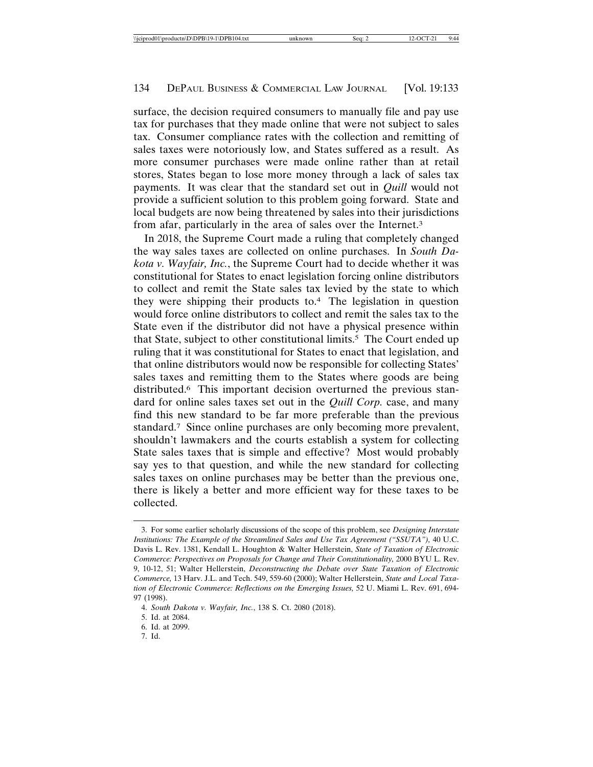surface, the decision required consumers to manually file and pay use tax for purchases that they made online that were not subject to sales tax. Consumer compliance rates with the collection and remitting of sales taxes were notoriously low, and States suffered as a result. As more consumer purchases were made online rather than at retail stores, States began to lose more money through a lack of sales tax payments. It was clear that the standard set out in *Quill* would not provide a sufficient solution to this problem going forward. State and local budgets are now being threatened by sales into their jurisdictions from afar, particularly in the area of sales over the Internet.[3]

In 2018, the Supreme Court made a ruling that completely changed the way sales taxes are collected on online purchases. In *South Dakota v. Wayfair, Inc.*, the Supreme Court had to decide whether it was constitutional for States to enact legislation forcing online distributors to collect and remit the State sales tax levied by the state to which they were shipping their products to.[4] The legislation in question would force online distributors to collect and remit the sales tax to the State even if the distributor did not have a physical presence within that State, subject to other constitutional limits.[5] The Court ended up ruling that it was constitutional for States to enact that legislation, and that online distributors would now be responsible for collecting States' sales taxes and remitting them to the States where goods are being distributed.[6] This important decision overturned the previous standard for online sales taxes set out in the *Quill Corp.* case, and many find this new standard to be far more preferable than the previous standard.[7] Since online purchases are only becoming more prevalent, shouldn't lawmakers and the courts establish a system for collecting State sales taxes that is simple and effective? Most would probably say yes to that question, and while the new standard for collecting sales taxes on online purchases may be better than the previous one, there is likely a better and more efficient way for these taxes to be collected.

---

3. For some earlier scholarly discussions of the scope of this problem, see *Designing Interstate Institutions: The Example of the Streamlined Sales and Use Tax Agreement ("SSUTA")*, 40 U.C. Davis L. Rev. 1381, Kendall L. Houghton & Walter Hellerstein, *State of Taxation of Electronic Commerce: Perspectives on Proposals for Change and Their Constitutionality,* 2000 BYU L. Rev. 9, 10-12, 51; Walter Hellerstein, *Deconstructing the Debate over State Taxation of Electronic Commerce,* 13 Harv. J.L. and Tech. 549, 559-60 (2000); Walter Hellerstein, *State and Local Taxation of Electronic Commerce: Reflections on the Emerging Issues,* 52 U. Miami L. Rev. 691, 694-97 (1998).

4. *South Dakota v. Wayfair, Inc.*, 138 S. Ct. 2080 (2018).

5. Id. at 2084.

6. Id. at 2099.

7. Id.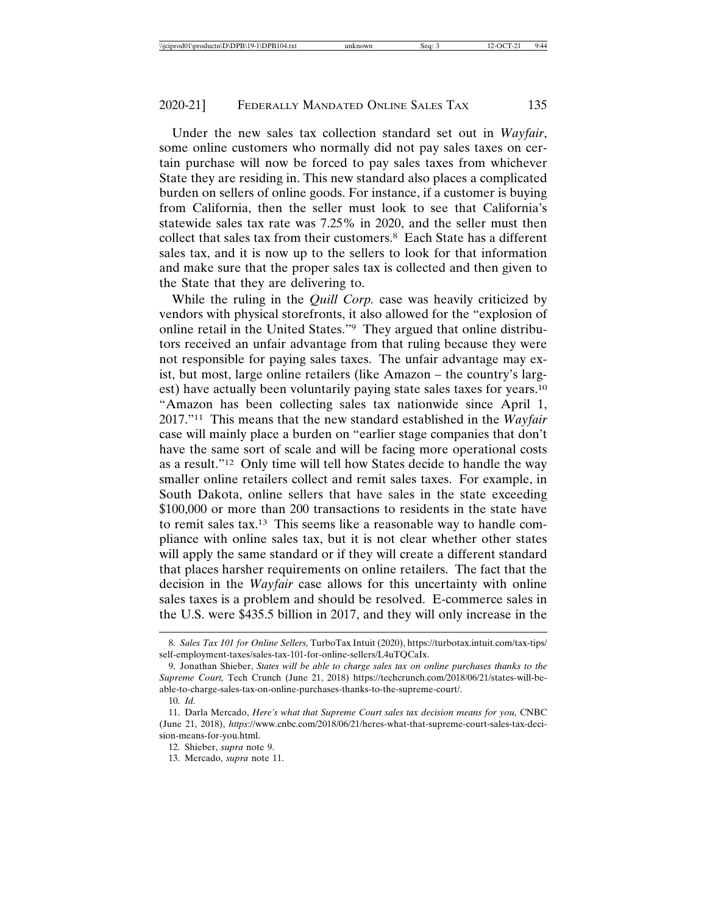Under the new sales tax collection standard set out in *Wayfair*, some online customers who normally did not pay sales taxes on certain purchase will now be forced to pay sales taxes from whichever State they are residing in. This new standard also places a complicated burden on sellers of online goods. For instance, if a customer is buying from California, then the seller must look to see that California's statewide sales tax rate was 7.25% in 2020, and the seller must then collect that sales tax from their customers.[8] Each State has a different sales tax, and it is now up to the sellers to look for that information and make sure that the proper sales tax is collected and then given to the State that they are delivering to.

While the ruling in the *Quill Corp.* case was heavily criticized by vendors with physical storefronts, it also allowed for the "explosion of online retail in the United States."[9] They argued that online distributors received an unfair advantage from that ruling because they were not responsible for paying sales taxes. The unfair advantage may exist, but most, large online retailers (like Amazon – the country's largest) have actually been voluntarily paying state sales taxes for years.[10] "Amazon has been collecting sales tax nationwide since April 1, 2017."[11] This means that the new standard established in the *Wayfair* case will mainly place a burden on "earlier stage companies that don't have the same sort of scale and will be facing more operational costs as a result."[12] Only time will tell how States decide to handle the way smaller online retailers collect and remit sales taxes. For example, in South Dakota, online sellers that have sales in the state exceeding $100,000 or more than 200 transactions to residents in the state have to remit sales tax.[13] This seems like a reasonable way to handle compliance with online sales tax, but it is not clear whether other states will apply the same standard or if they will create a different standard that places harsher requirements on online retailers. The fact that the decision in the *Wayfair* case allows for this uncertainty with online sales taxes is a problem and should be resolved. E-commerce sales in the U.S. were $435.5 billion in 2017, and they will only increase in the

---

8. *Sales Tax 101 for Online Sellers,* TurboTax Intuit (2020), https://turbotax.intuit.com/tax-tips/self-employment-taxes/sales-tax-101-for-online-sellers/L4uTQCaIx.

9. Jonathan Shieber, *States will be able to charge sales tax on online purchases thanks to the Supreme Court,* Tech Crunch (June 21, 2018) https://techcrunch.com/2018/06/21/states-will-be-able-to-charge-sales-tax-on-online-purchases-thanks-to-the-supreme-court/.

10. *Id.*

11. Darla Mercado, *Here's what that Supreme Court sales tax decision means for you,* CNBC (June 21, 2018), *https*://www.cnbc.com/2018/06/21/heres-what-that-supreme-court-sales-tax-decision-means-for-you.html.

12. Shieber, *supra* note 9.

13. Mercado, *supra* note 11.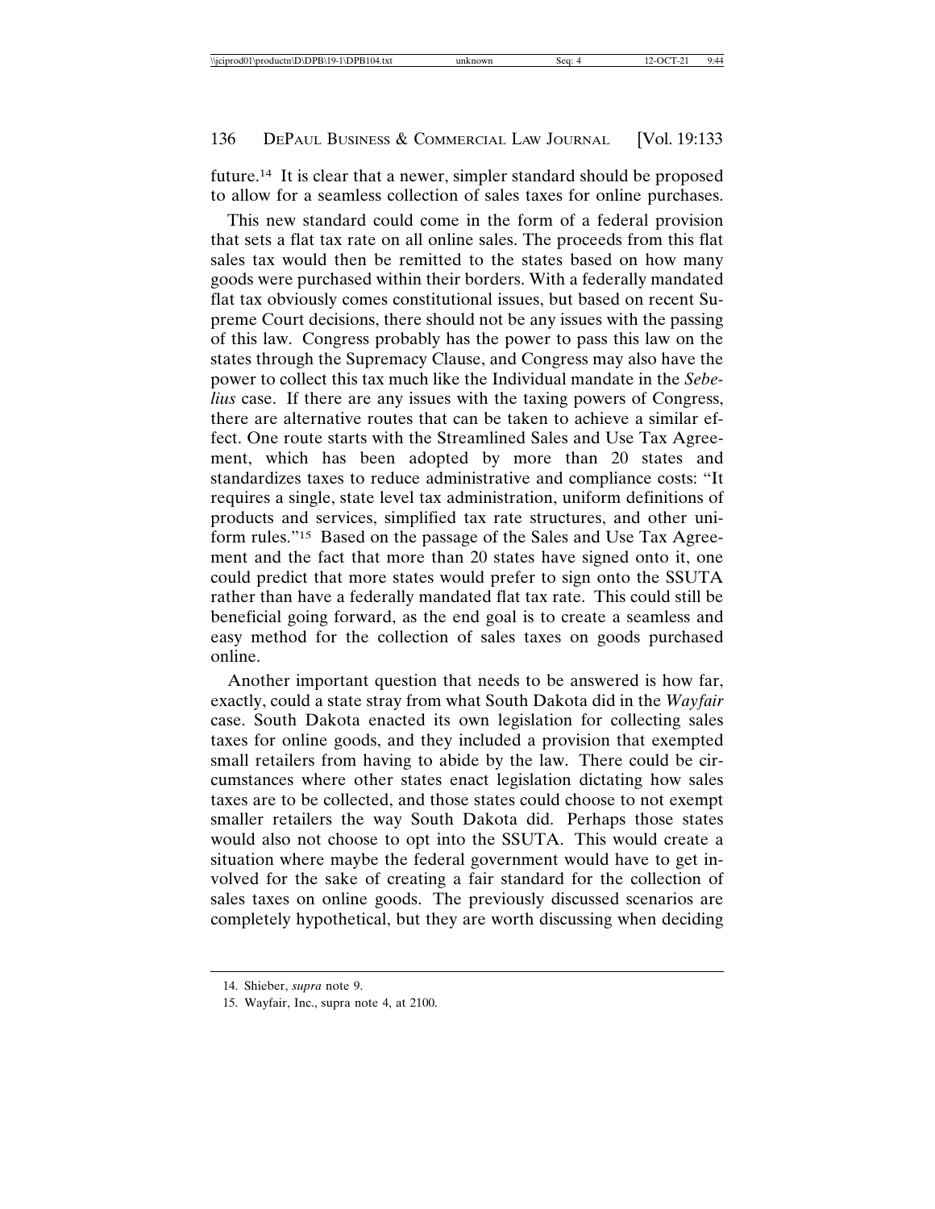future.[14] It is clear that a newer, simpler standard should be proposed to allow for a seamless collection of sales taxes for online purchases.

This new standard could come in the form of a federal provision that sets a flat tax rate on all online sales. The proceeds from this flat sales tax would then be remitted to the states based on how many goods were purchased within their borders. With a federally mandated flat tax obviously comes constitutional issues, but based on recent Supreme Court decisions, there should not be any issues with the passing of this law. Congress probably has the power to pass this law on the states through the Supremacy Clause, and Congress may also have the power to collect this tax much like the Individual mandate in the *Sebelius* case. If there are any issues with the taxing powers of Congress, there are alternative routes that can be taken to achieve a similar effect. One route starts with the Streamlined Sales and Use Tax Agreement, which has been adopted by more than 20 states and standardizes taxes to reduce administrative and compliance costs: "It requires a single, state level tax administration, uniform definitions of products and services, simplified tax rate structures, and other uniform rules."[15] Based on the passage of the Sales and Use Tax Agreement and the fact that more than 20 states have signed onto it, one could predict that more states would prefer to sign onto the SSUTA rather than have a federally mandated flat tax rate. This could still be beneficial going forward, as the end goal is to create a seamless and easy method for the collection of sales taxes on goods purchased online.

Another important question that needs to be answered is how far, exactly, could a state stray from what South Dakota did in the *Wayfair* case. South Dakota enacted its own legislation for collecting sales taxes for online goods, and they included a provision that exempted small retailers from having to abide by the law. There could be circumstances where other states enact legislation dictating how sales taxes are to be collected, and those states could choose to not exempt smaller retailers the way South Dakota did. Perhaps those states would also not choose to opt into the SSUTA. This would create a situation where maybe the federal government would have to get involved for the sake of creating a fair standard for the collection of sales taxes on online goods. The previously discussed scenarios are completely hypothetical, but they are worth discussing when deciding

14. Shieber, *supra* note 9.

15. Wayfair, Inc., supra note 4, at 2100.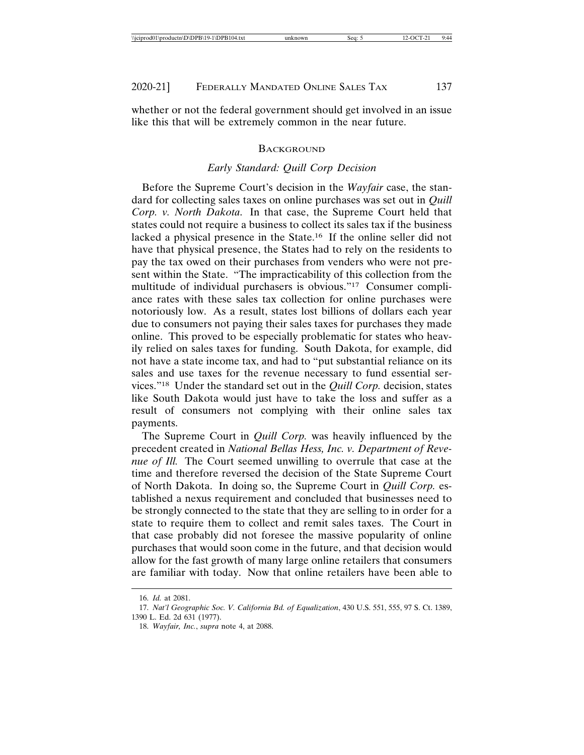whether or not the federal government should get involved in an issue like this that will be extremely common in the near future.

## Background

### *Early Standard: Quill Corp Decision*

Before the Supreme Court's decision in the *Wayfair* case, the standard for collecting sales taxes on online purchases was set out in *Quill Corp. v. North Dakota*. In that case, the Supreme Court held that states could not require a business to collect its sales tax if the business lacked a physical presence in the State.[16] If the online seller did not have that physical presence, the States had to rely on the residents to pay the tax owed on their purchases from venders who were not present within the State. "The impracticability of this collection from the multitude of individual purchasers is obvious."[17] Consumer compliance rates with these sales tax collection for online purchases were notoriously low. As a result, states lost billions of dollars each year due to consumers not paying their sales taxes for purchases they made online. This proved to be especially problematic for states who heavily relied on sales taxes for funding. South Dakota, for example, did not have a state income tax, and had to "put substantial reliance on its sales and use taxes for the revenue necessary to fund essential services."[18] Under the standard set out in the *Quill Corp.* decision, states like South Dakota would just have to take the loss and suffer as a result of consumers not complying with their online sales tax payments.

The Supreme Court in *Quill Corp.* was heavily influenced by the precedent created in *National Bellas Hess, Inc. v. Department of Revenue of Ill.* The Court seemed unwilling to overrule that case at the time and therefore reversed the decision of the State Supreme Court of North Dakota. In doing so, the Supreme Court in *Quill Corp.* established a nexus requirement and concluded that businesses need to be strongly connected to the state that they are selling to in order for a state to require them to collect and remit sales taxes. The Court in that case probably did not foresee the massive popularity of online purchases that would soon come in the future, and that decision would allow for the fast growth of many large online retailers that consumers are familiar with today. Now that online retailers have been able to

16. *Id.* at 2081.

17. *Nat'l Geographic Soc. V. California Bd. of Equalization*, 430 U.S. 551, 555, 97 S. Ct. 1389, 1390 L. Ed. 2d 631 (1977).

18. *Wayfair, Inc.*, *supra* note 4, at 2088.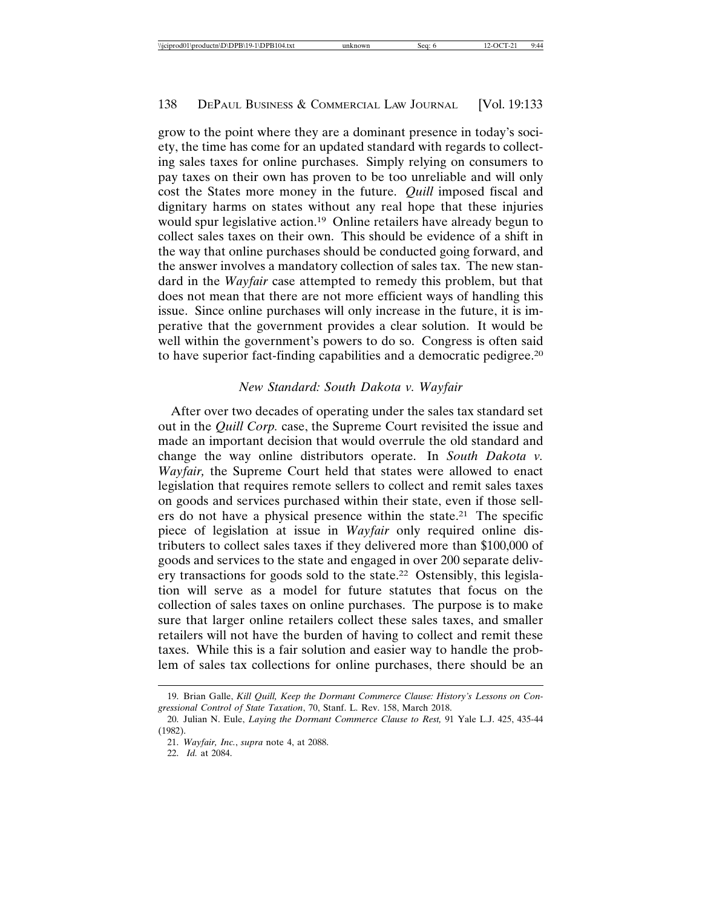grow to the point where they are a dominant presence in today's society, the time has come for an updated standard with regards to collecting sales taxes for online purchases. Simply relying on consumers to pay taxes on their own has proven to be too unreliable and will only cost the States more money in the future. *Quill* imposed fiscal and dignitary harms on states without any real hope that these injuries would spur legislative action.[19] Online retailers have already begun to collect sales taxes on their own. This should be evidence of a shift in the way that online purchases should be conducted going forward, and the answer involves a mandatory collection of sales tax. The new standard in the *Wayfair* case attempted to remedy this problem, but that does not mean that there are not more efficient ways of handling this issue. Since online purchases will only increase in the future, it is imperative that the government provides a clear solution. It would be well within the government's powers to do so. Congress is often said to have superior fact-finding capabilities and a democratic pedigree.[20]

### *New Standard: South Dakota v. Wayfair*

After over two decades of operating under the sales tax standard set out in the *Quill Corp.* case, the Supreme Court revisited the issue and made an important decision that would overrule the old standard and change the way online distributors operate. In *South Dakota v. Wayfair,* the Supreme Court held that states were allowed to enact legislation that requires remote sellers to collect and remit sales taxes on goods and services purchased within their state, even if those sellers do not have a physical presence within the state.[21] The specific piece of legislation at issue in *Wayfair* only required online distributers to collect sales taxes if they delivered more than $100,000 of goods and services to the state and engaged in over 200 separate delivery transactions for goods sold to the state.[22] Ostensibly, this legislation will serve as a model for future statutes that focus on the collection of sales taxes on online purchases. The purpose is to make sure that larger online retailers collect these sales taxes, and smaller retailers will not have the burden of having to collect and remit these taxes. While this is a fair solution and easier way to handle the problem of sales tax collections for online purchases, there should be an

---

19. Brian Galle, *Kill Quill, Keep the Dormant Commerce Clause: History's Lessons on Congressional Control of State Taxation*, 70, Stanf. L. Rev. 158, March 2018.

20. Julian N. Eule, *Laying the Dormant Commerce Clause to Rest,* 91 Yale L.J. 425, 435-44 (1982).

21. *Wayfair, Inc.*, *supra* note 4, at 2088.

22. *Id.* at 2084.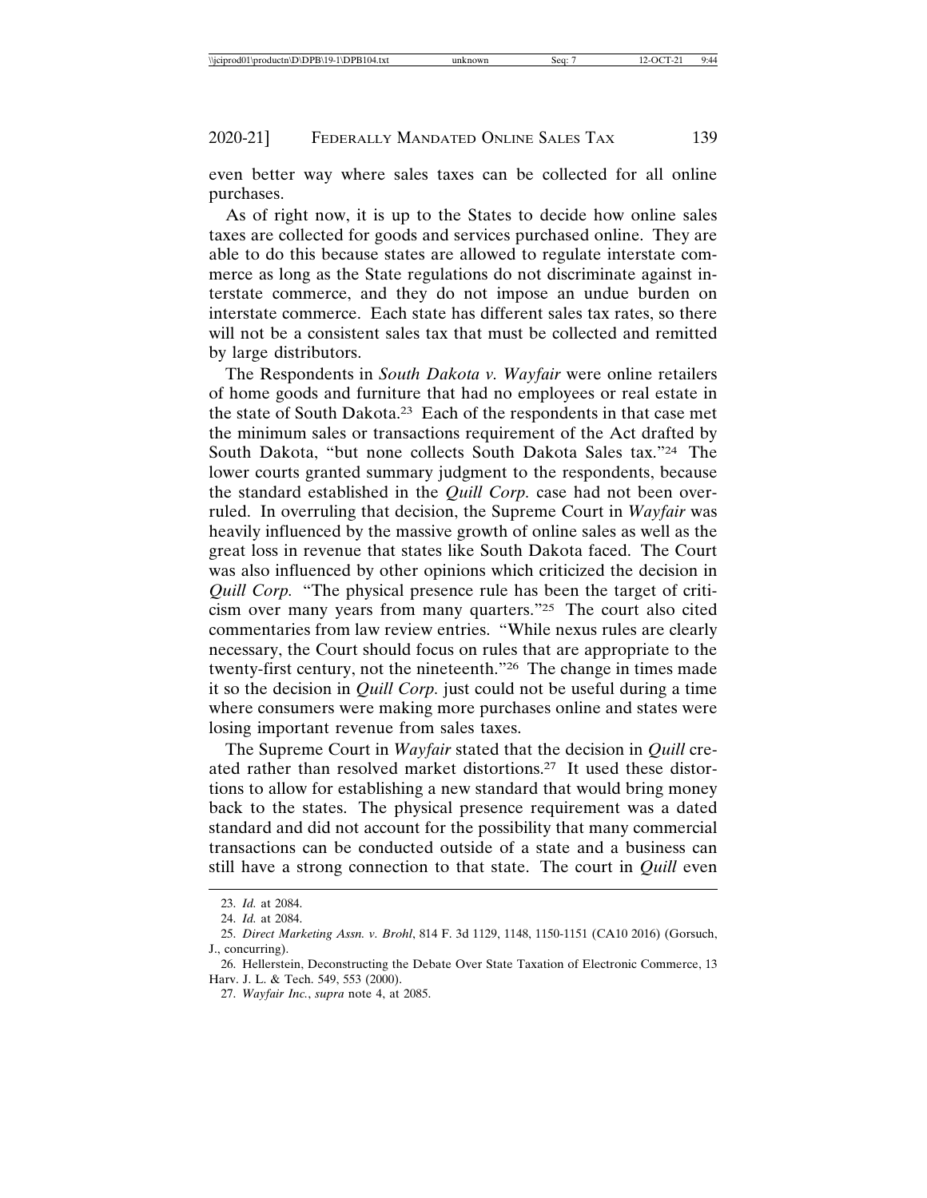even better way where sales taxes can be collected for all online purchases.

As of right now, it is up to the States to decide how online sales taxes are collected for goods and services purchased online. They are able to do this because states are allowed to regulate interstate commerce as long as the State regulations do not discriminate against interstate commerce, and they do not impose an undue burden on interstate commerce. Each state has different sales tax rates, so there will not be a consistent sales tax that must be collected and remitted by large distributors.

The Respondents in *South Dakota v. Wayfair* were online retailers of home goods and furniture that had no employees or real estate in the state of South Dakota.[23] Each of the respondents in that case met the minimum sales or transactions requirement of the Act drafted by South Dakota, "but none collects South Dakota Sales tax."[24] The lower courts granted summary judgment to the respondents, because the standard established in the *Quill Corp.* case had not been overruled. In overruling that decision, the Supreme Court in *Wayfair* was heavily influenced by the massive growth of online sales as well as the great loss in revenue that states like South Dakota faced. The Court was also influenced by other opinions which criticized the decision in *Quill Corp.* "The physical presence rule has been the target of criticism over many years from many quarters."[25] The court also cited commentaries from law review entries. "While nexus rules are clearly necessary, the Court should focus on rules that are appropriate to the twenty-first century, not the nineteenth."[26] The change in times made it so the decision in *Quill Corp.* just could not be useful during a time where consumers were making more purchases online and states were losing important revenue from sales taxes.

The Supreme Court in *Wayfair* stated that the decision in *Quill* created rather than resolved market distortions.[27] It used these distortions to allow for establishing a new standard that would bring money back to the states. The physical presence requirement was a dated standard and did not account for the possibility that many commercial transactions can be conducted outside of a state and a business can still have a strong connection to that state. The court in *Quill* even

---

23. *Id.* at 2084.

24. *Id.* at 2084.

25. *Direct Marketing Assn. v. Brohl*, 814 F. 3d 1129, 1148, 1150-1151 (CA10 2016) (Gorsuch, J., concurring).

26. Hellerstein, Deconstructing the Debate Over State Taxation of Electronic Commerce, 13 Harv. J. L. & Tech. 549, 553 (2000).

27. *Wayfair Inc.*, *supra* note 4, at 2085.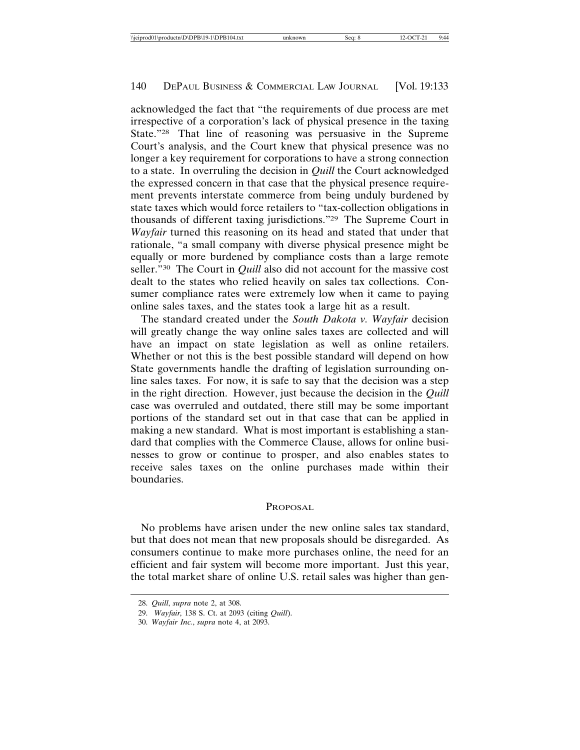acknowledged the fact that "the requirements of due process are met irrespective of a corporation's lack of physical presence in the taxing State."[28] That line of reasoning was persuasive in the Supreme Court's analysis, and the Court knew that physical presence was no longer a key requirement for corporations to have a strong connection to a state. In overruling the decision in *Quill* the Court acknowledged the expressed concern in that case that the physical presence requirement prevents interstate commerce from being unduly burdened by state taxes which would force retailers to "tax-collection obligations in thousands of different taxing jurisdictions."[29] The Supreme Court in *Wayfair* turned this reasoning on its head and stated that under that rationale, "a small company with diverse physical presence might be equally or more burdened by compliance costs than a large remote seller."[30] The Court in *Quill* also did not account for the massive cost dealt to the states who relied heavily on sales tax collections. Consumer compliance rates were extremely low when it came to paying online sales taxes, and the states took a large hit as a result.

The standard created under the *South Dakota v. Wayfair* decision will greatly change the way online sales taxes are collected and will have an impact on state legislation as well as online retailers. Whether or not this is the best possible standard will depend on how State governments handle the drafting of legislation surrounding online sales taxes. For now, it is safe to say that the decision was a step in the right direction. However, just because the decision in the *Quill* case was overruled and outdated, there still may be some important portions of the standard set out in that case that can be applied in making a new standard. What is most important is establishing a standard that complies with the Commerce Clause, allows for online businesses to grow or continue to prosper, and also enables states to receive sales taxes on the online purchases made within their boundaries.

## PROPOSAL

No problems have arisen under the new online sales tax standard, but that does not mean that new proposals should be disregarded. As consumers continue to make more purchases online, the need for an efficient and fair system will become more important. Just this year, the total market share of online U.S. retail sales was higher than gen-

28. *Quill*, *supra* note 2, at 308.

29. *Wayfair,* 138 S. Ct. at 2093 (citing *Quill*).

30. *Wayfair Inc.*, *supra* note 4, at 2093.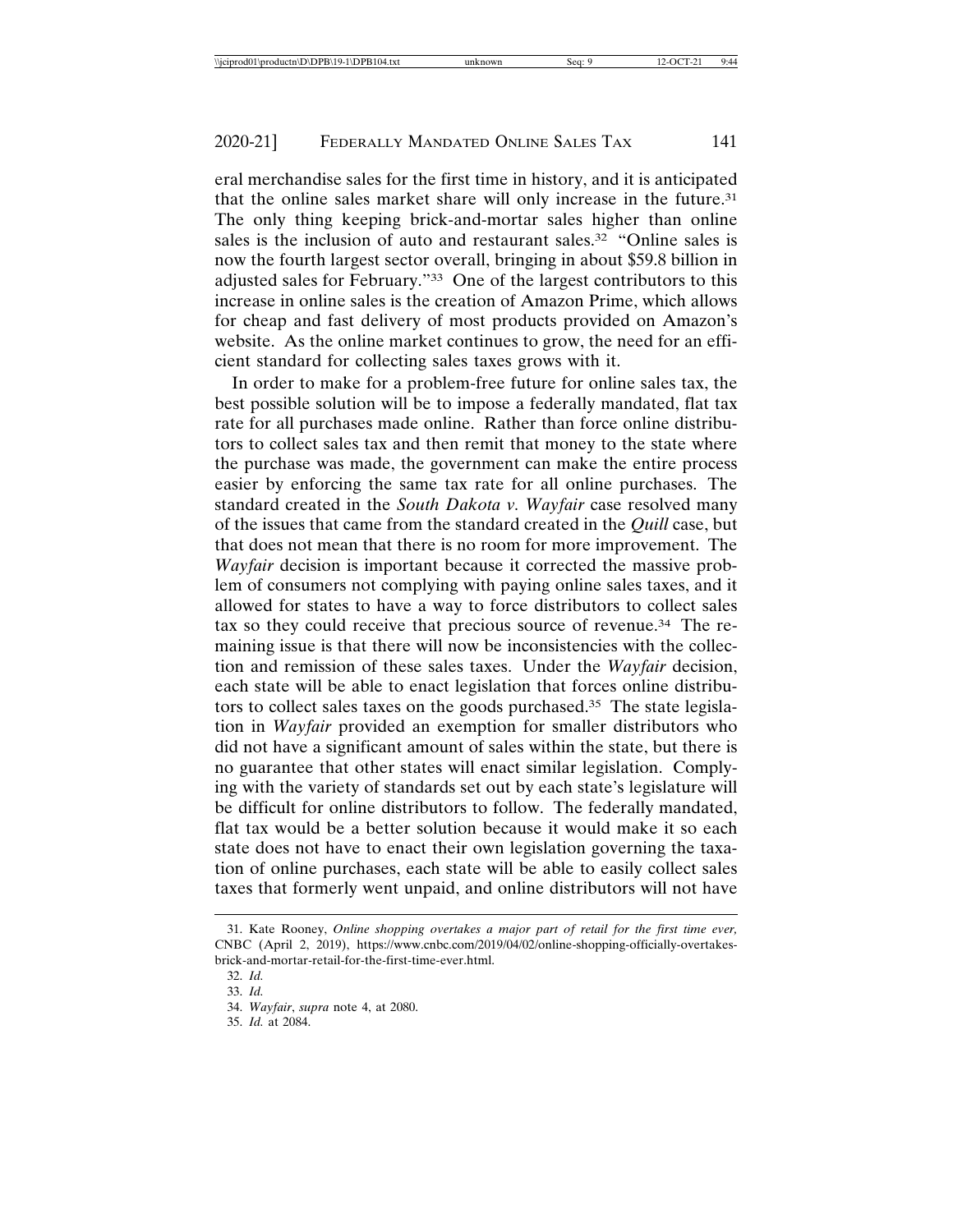eral merchandise sales for the first time in history, and it is anticipated that the online sales market share will only increase in the future.[31] The only thing keeping brick-and-mortar sales higher than online sales is the inclusion of auto and restaurant sales.[32] "Online sales is now the fourth largest sector overall, bringing in about $59.8 billion in adjusted sales for February."[33] One of the largest contributors to this increase in online sales is the creation of Amazon Prime, which allows for cheap and fast delivery of most products provided on Amazon's website. As the online market continues to grow, the need for an efficient standard for collecting sales taxes grows with it.

In order to make for a problem-free future for online sales tax, the best possible solution will be to impose a federally mandated, flat tax rate for all purchases made online. Rather than force online distributors to collect sales tax and then remit that money to the state where the purchase was made, the government can make the entire process easier by enforcing the same tax rate for all online purchases. The standard created in the *South Dakota v. Wayfair* case resolved many of the issues that came from the standard created in the *Quill* case, but that does not mean that there is no room for more improvement. The *Wayfair* decision is important because it corrected the massive problem of consumers not complying with paying online sales taxes, and it allowed for states to have a way to force distributors to collect sales tax so they could receive that precious source of revenue.[34] The remaining issue is that there will now be inconsistencies with the collection and remission of these sales taxes. Under the *Wayfair* decision, each state will be able to enact legislation that forces online distributors to collect sales taxes on the goods purchased.[35] The state legislation in *Wayfair* provided an exemption for smaller distributors who did not have a significant amount of sales within the state, but there is no guarantee that other states will enact similar legislation. Complying with the variety of standards set out by each state's legislature will be difficult for online distributors to follow. The federally mandated, flat tax would be a better solution because it would make it so each state does not have to enact their own legislation governing the taxation of online purchases, each state will be able to easily collect sales taxes that formerly went unpaid, and online distributors will not have

---

31. Kate Rooney, *Online shopping overtakes a major part of retail for the first time ever,* CNBC (April 2, 2019), https://www.cnbc.com/2019/04/02/online-shopping-officially-overtakes-brick-and-mortar-retail-for-the-first-time-ever.html.

32. *Id.*

33. *Id.*

34. *Wayfair*, *supra* note 4, at 2080.

35. *Id.* at 2084.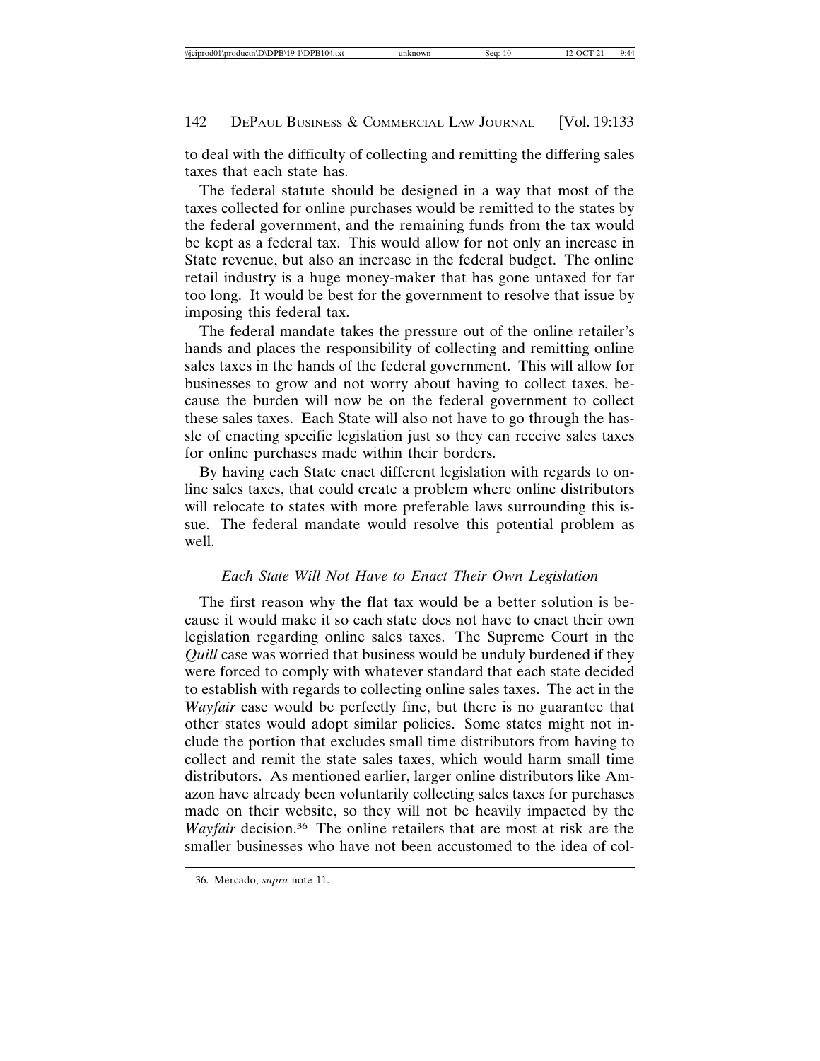to deal with the difficulty of collecting and remitting the differing sales taxes that each state has.

The federal statute should be designed in a way that most of the taxes collected for online purchases would be remitted to the states by the federal government, and the remaining funds from the tax would be kept as a federal tax. This would allow for not only an increase in State revenue, but also an increase in the federal budget. The online retail industry is a huge money-maker that has gone untaxed for far too long. It would be best for the government to resolve that issue by imposing this federal tax.

The federal mandate takes the pressure out of the online retailer's hands and places the responsibility of collecting and remitting online sales taxes in the hands of the federal government. This will allow for businesses to grow and not worry about having to collect taxes, because the burden will now be on the federal government to collect these sales taxes. Each State will also not have to go through the hassle of enacting specific legislation just so they can receive sales taxes for online purchases made within their borders.

By having each State enact different legislation with regards to online sales taxes, that could create a problem where online distributors will relocate to states with more preferable laws surrounding this issue. The federal mandate would resolve this potential problem as well.

### *Each State Will Not Have to Enact Their Own Legislation*

The first reason why the flat tax would be a better solution is because it would make it so each state does not have to enact their own legislation regarding online sales taxes. The Supreme Court in the *Quill* case was worried that business would be unduly burdened if they were forced to comply with whatever standard that each state decided to establish with regards to collecting online sales taxes. The act in the *Wayfair* case would be perfectly fine, but there is no guarantee that other states would adopt similar policies. Some states might not include the portion that excludes small time distributors from having to collect and remit the state sales taxes, which would harm small time distributors. As mentioned earlier, larger online distributors like Amazon have already been voluntarily collecting sales taxes for purchases made on their website, so they will not be heavily impacted by the *Wayfair* decision.[36] The online retailers that are most at risk are the smaller businesses who have not been accustomed to the idea of col-

36. Mercado, *supra* note 11.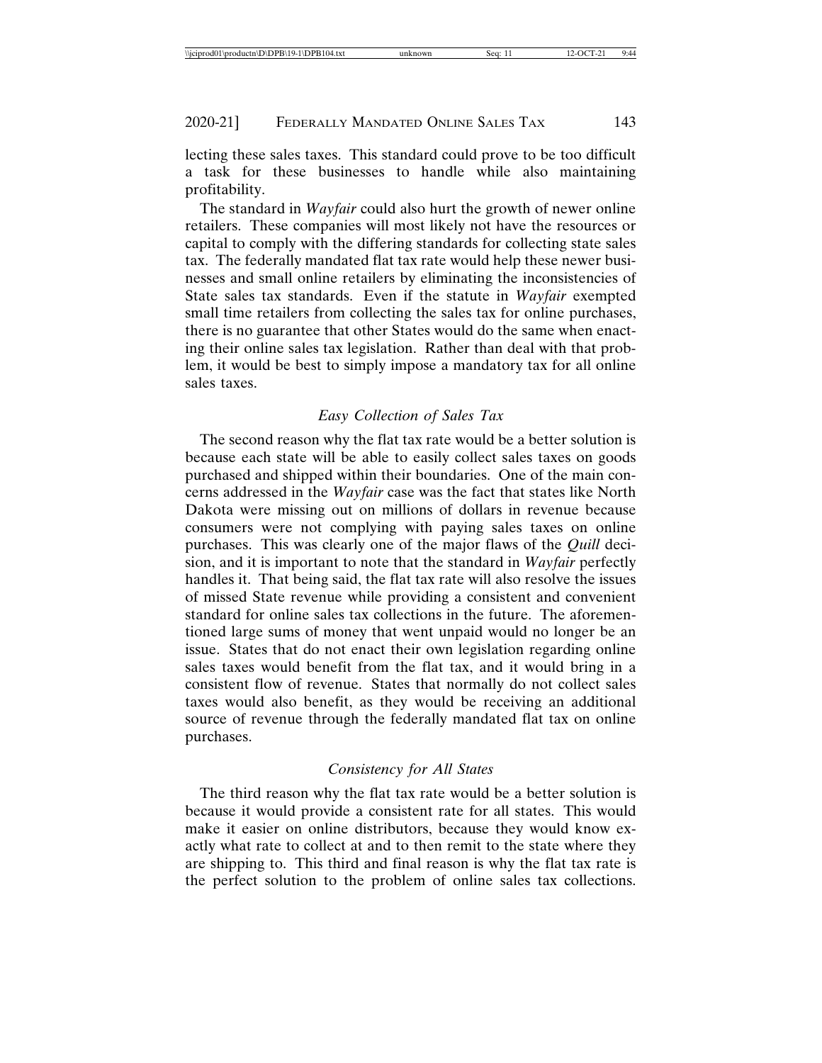lecting these sales taxes. This standard could prove to be too difficult a task for these businesses to handle while also maintaining profitability.

The standard in *Wayfair* could also hurt the growth of newer online retailers. These companies will most likely not have the resources or capital to comply with the differing standards for collecting state sales tax. The federally mandated flat tax rate would help these newer businesses and small online retailers by eliminating the inconsistencies of State sales tax standards. Even if the statute in *Wayfair* exempted small time retailers from collecting the sales tax for online purchases, there is no guarantee that other States would do the same when enacting their online sales tax legislation. Rather than deal with that problem, it would be best to simply impose a mandatory tax for all online sales taxes.

### *Easy Collection of Sales Tax*

The second reason why the flat tax rate would be a better solution is because each state will be able to easily collect sales taxes on goods purchased and shipped within their boundaries. One of the main concerns addressed in the *Wayfair* case was the fact that states like North Dakota were missing out on millions of dollars in revenue because consumers were not complying with paying sales taxes on online purchases. This was clearly one of the major flaws of the *Quill* decision, and it is important to note that the standard in *Wayfair* perfectly handles it. That being said, the flat tax rate will also resolve the issues of missed State revenue while providing a consistent and convenient standard for online sales tax collections in the future. The aforementioned large sums of money that went unpaid would no longer be an issue. States that do not enact their own legislation regarding online sales taxes would benefit from the flat tax, and it would bring in a consistent flow of revenue. States that normally do not collect sales taxes would also benefit, as they would be receiving an additional source of revenue through the federally mandated flat tax on online purchases.

### *Consistency for All States*

The third reason why the flat tax rate would be a better solution is because it would provide a consistent rate for all states. This would make it easier on online distributors, because they would know exactly what rate to collect at and to then remit to the state where they are shipping to. This third and final reason is why the flat tax rate is the perfect solution to the problem of online sales tax collections.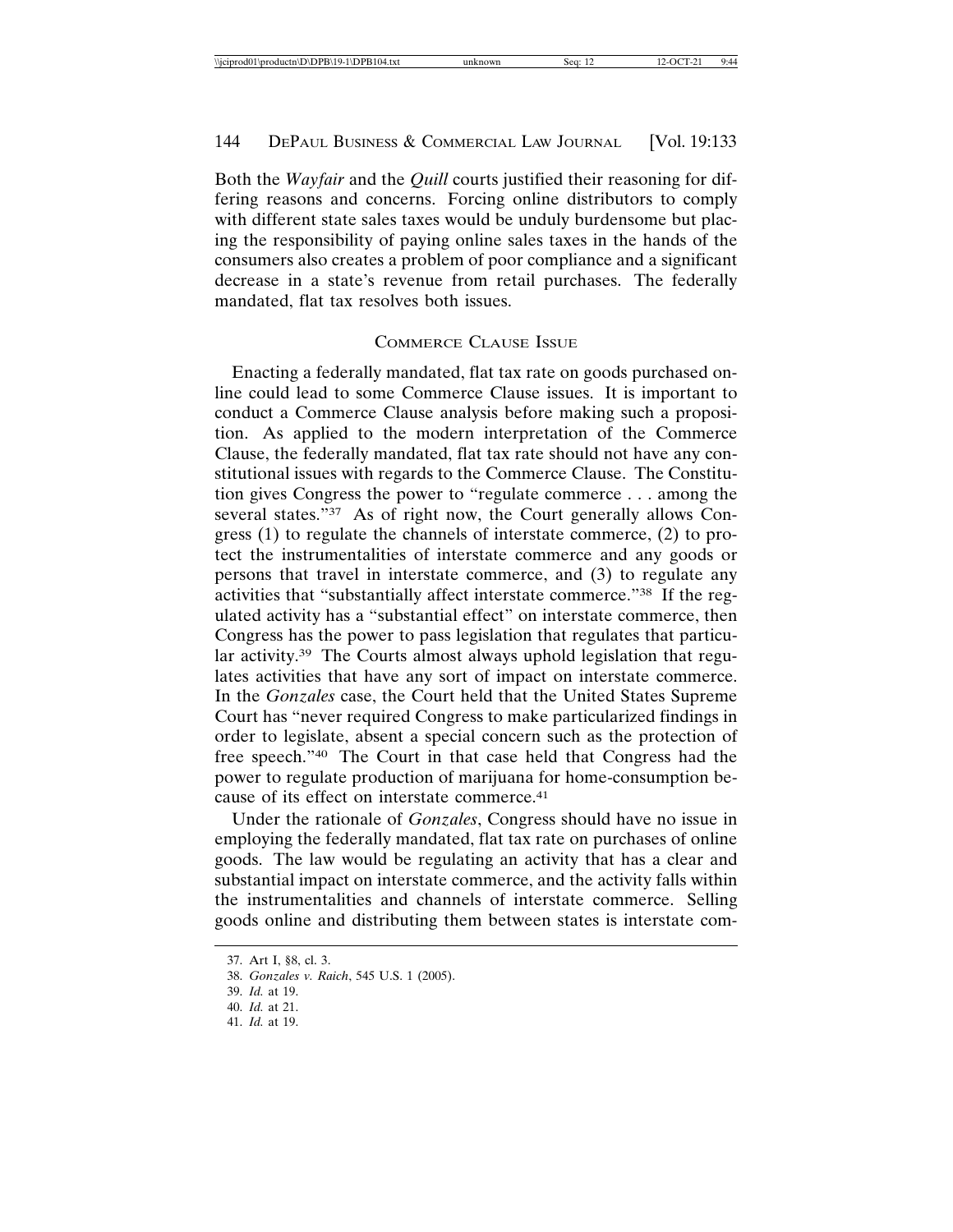Both the *Wayfair* and the *Quill* courts justified their reasoning for differing reasons and concerns. Forcing online distributors to comply with different state sales taxes would be unduly burdensome but placing the responsibility of paying online sales taxes in the hands of the consumers also creates a problem of poor compliance and a significant decrease in a state's revenue from retail purchases. The federally mandated, flat tax resolves both issues.

## COMMERCE CLAUSE ISSUE

Enacting a federally mandated, flat tax rate on goods purchased online could lead to some Commerce Clause issues. It is important to conduct a Commerce Clause analysis before making such a proposition. As applied to the modern interpretation of the Commerce Clause, the federally mandated, flat tax rate should not have any constitutional issues with regards to the Commerce Clause. The Constitution gives Congress the power to "regulate commerce . . . among the several states."[37] As of right now, the Court generally allows Congress (1) to regulate the channels of interstate commerce, (2) to protect the instrumentalities of interstate commerce and any goods or persons that travel in interstate commerce, and (3) to regulate any activities that "substantially affect interstate commerce."[38] If the regulated activity has a "substantial effect" on interstate commerce, then Congress has the power to pass legislation that regulates that particular activity.[39] The Courts almost always uphold legislation that regulates activities that have any sort of impact on interstate commerce. In the *Gonzales* case, the Court held that the United States Supreme Court has "never required Congress to make particularized findings in order to legislate, absent a special concern such as the protection of free speech."[40] The Court in that case held that Congress had the power to regulate production of marijuana for home-consumption because of its effect on interstate commerce.[41]

Under the rationale of *Gonzales*, Congress should have no issue in employing the federally mandated, flat tax rate on purchases of online goods. The law would be regulating an activity that has a clear and substantial impact on interstate commerce, and the activity falls within the instrumentalities and channels of interstate commerce. Selling goods online and distributing them between states is interstate com-

---

37. Art I, §8, cl. 3.
38. *Gonzales v. Raich*, 545 U.S. 1 (2005).
39. *Id.* at 19.
40. *Id.* at 21.
41. *Id.* at 19.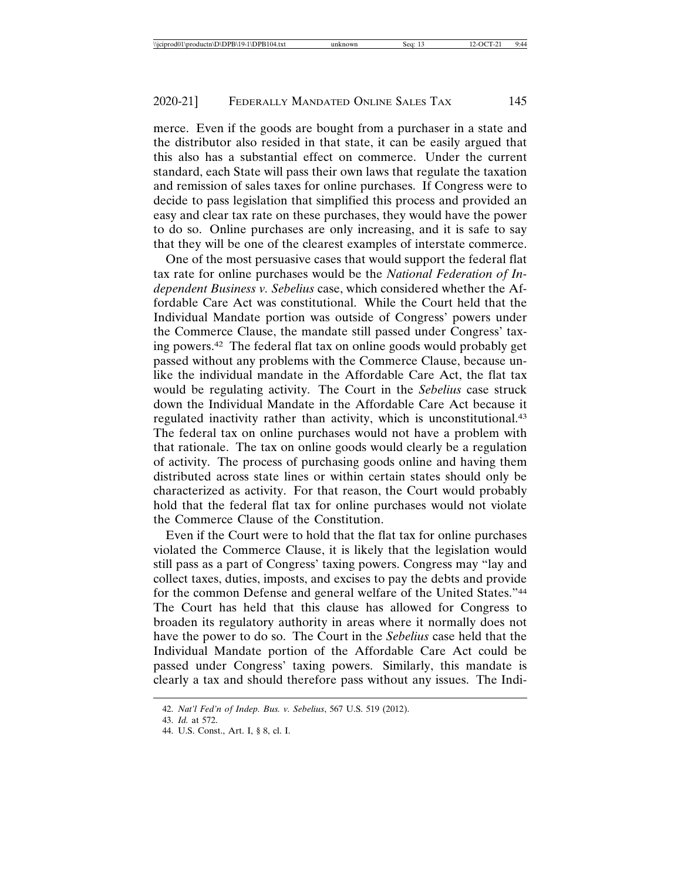merce. Even if the goods are bought from a purchaser in a state and the distributor also resided in that state, it can be easily argued that this also has a substantial effect on commerce. Under the current standard, each State will pass their own laws that regulate the taxation and remission of sales taxes for online purchases. If Congress were to decide to pass legislation that simplified this process and provided an easy and clear tax rate on these purchases, they would have the power to do so. Online purchases are only increasing, and it is safe to say that they will be one of the clearest examples of interstate commerce.

One of the most persuasive cases that would support the federal flat tax rate for online purchases would be the *National Federation of Independent Business v. Sebelius* case, which considered whether the Affordable Care Act was constitutional. While the Court held that the Individual Mandate portion was outside of Congress' powers under the Commerce Clause, the mandate still passed under Congress' taxing powers.[42] The federal flat tax on online goods would probably get passed without any problems with the Commerce Clause, because unlike the individual mandate in the Affordable Care Act, the flat tax would be regulating activity. The Court in the *Sebelius* case struck down the Individual Mandate in the Affordable Care Act because it regulated inactivity rather than activity, which is unconstitutional.[43] The federal tax on online purchases would not have a problem with that rationale. The tax on online goods would clearly be a regulation of activity. The process of purchasing goods online and having them distributed across state lines or within certain states should only be characterized as activity. For that reason, the Court would probably hold that the federal flat tax for online purchases would not violate the Commerce Clause of the Constitution.

Even if the Court were to hold that the flat tax for online purchases violated the Commerce Clause, it is likely that the legislation would still pass as a part of Congress' taxing powers. Congress may "lay and collect taxes, duties, imposts, and excises to pay the debts and provide for the common Defense and general welfare of the United States."[44] The Court has held that this clause has allowed for Congress to broaden its regulatory authority in areas where it normally does not have the power to do so. The Court in the *Sebelius* case held that the Individual Mandate portion of the Affordable Care Act could be passed under Congress' taxing powers. Similarly, this mandate is clearly a tax and should therefore pass without any issues. The Indi-

---

42. *Nat'l Fed'n of Indep. Bus. v. Sebelius*, 567 U.S. 519 (2012).

43. *Id.* at 572.

44. U.S. Const., Art. I, § 8, cl. I.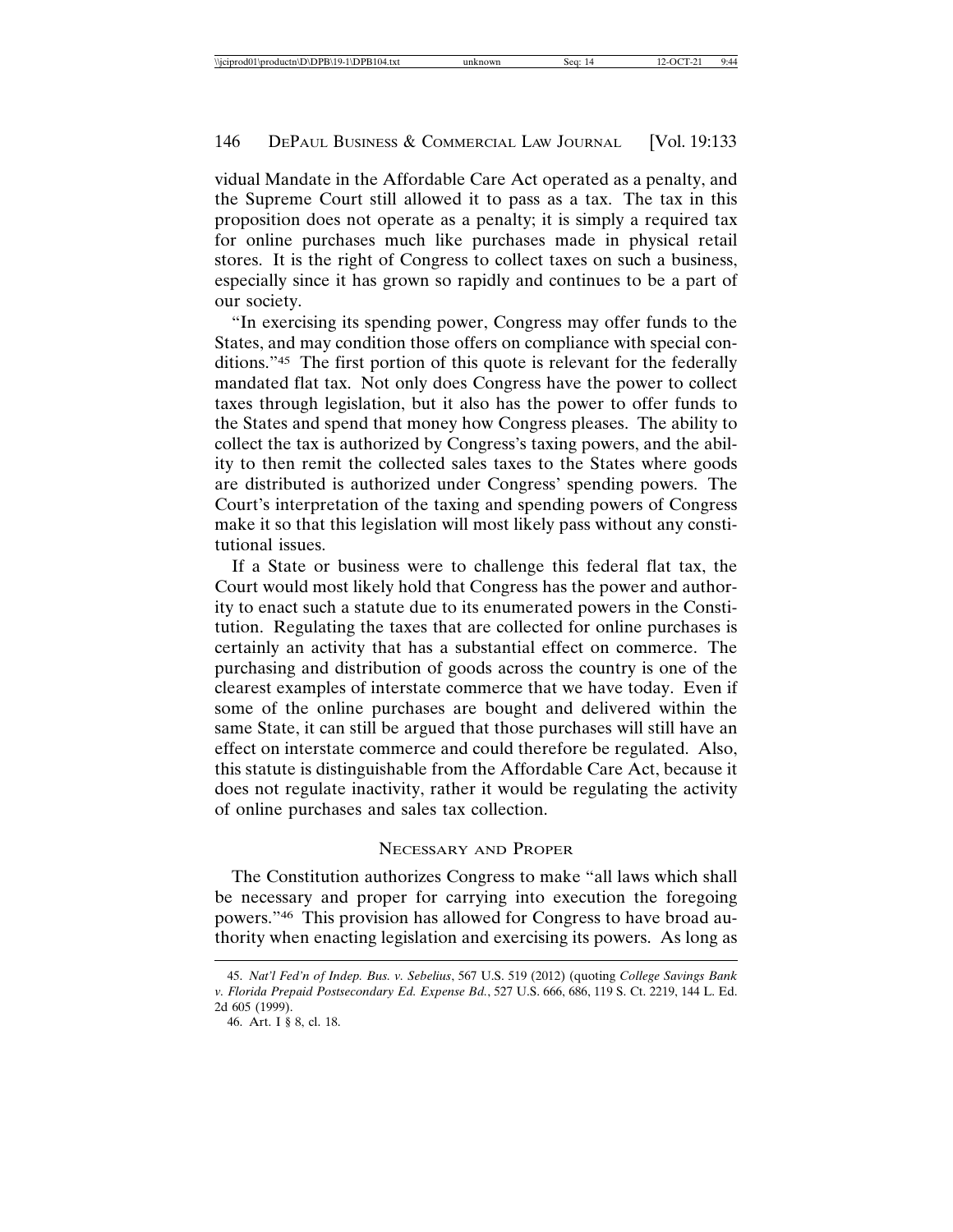vidual Mandate in the Affordable Care Act operated as a penalty, and the Supreme Court still allowed it to pass as a tax. The tax in this proposition does not operate as a penalty; it is simply a required tax for online purchases much like purchases made in physical retail stores. It is the right of Congress to collect taxes on such a business, especially since it has grown so rapidly and continues to be a part of our society.

"In exercising its spending power, Congress may offer funds to the States, and may condition those offers on compliance with special conditions."[45] The first portion of this quote is relevant for the federally mandated flat tax. Not only does Congress have the power to collect taxes through legislation, but it also has the power to offer funds to the States and spend that money how Congress pleases. The ability to collect the tax is authorized by Congress's taxing powers, and the ability to then remit the collected sales taxes to the States where goods are distributed is authorized under Congress' spending powers. The Court's interpretation of the taxing and spending powers of Congress make it so that this legislation will most likely pass without any constitutional issues.

If a State or business were to challenge this federal flat tax, the Court would most likely hold that Congress has the power and authority to enact such a statute due to its enumerated powers in the Constitution. Regulating the taxes that are collected for online purchases is certainly an activity that has a substantial effect on commerce. The purchasing and distribution of goods across the country is one of the clearest examples of interstate commerce that we have today. Even if some of the online purchases are bought and delivered within the same State, it can still be argued that those purchases will still have an effect on interstate commerce and could therefore be regulated. Also, this statute is distinguishable from the Affordable Care Act, because it does not regulate inactivity, rather it would be regulating the activity of online purchases and sales tax collection.

## NECESSARY AND PROPER

The Constitution authorizes Congress to make "all laws which shall be necessary and proper for carrying into execution the foregoing powers."[46] This provision has allowed for Congress to have broad authority when enacting legislation and exercising its powers. As long as

---

45. *Nat'l Fed'n of Indep. Bus. v. Sebelius*, 567 U.S. 519 (2012) (quoting *College Savings Bank v. Florida Prepaid Postsecondary Ed. Expense Bd.*, 527 U.S. 666, 686, 119 S. Ct. 2219, 144 L. Ed. 2d 605 (1999).

46. Art. I § 8, cl. 18.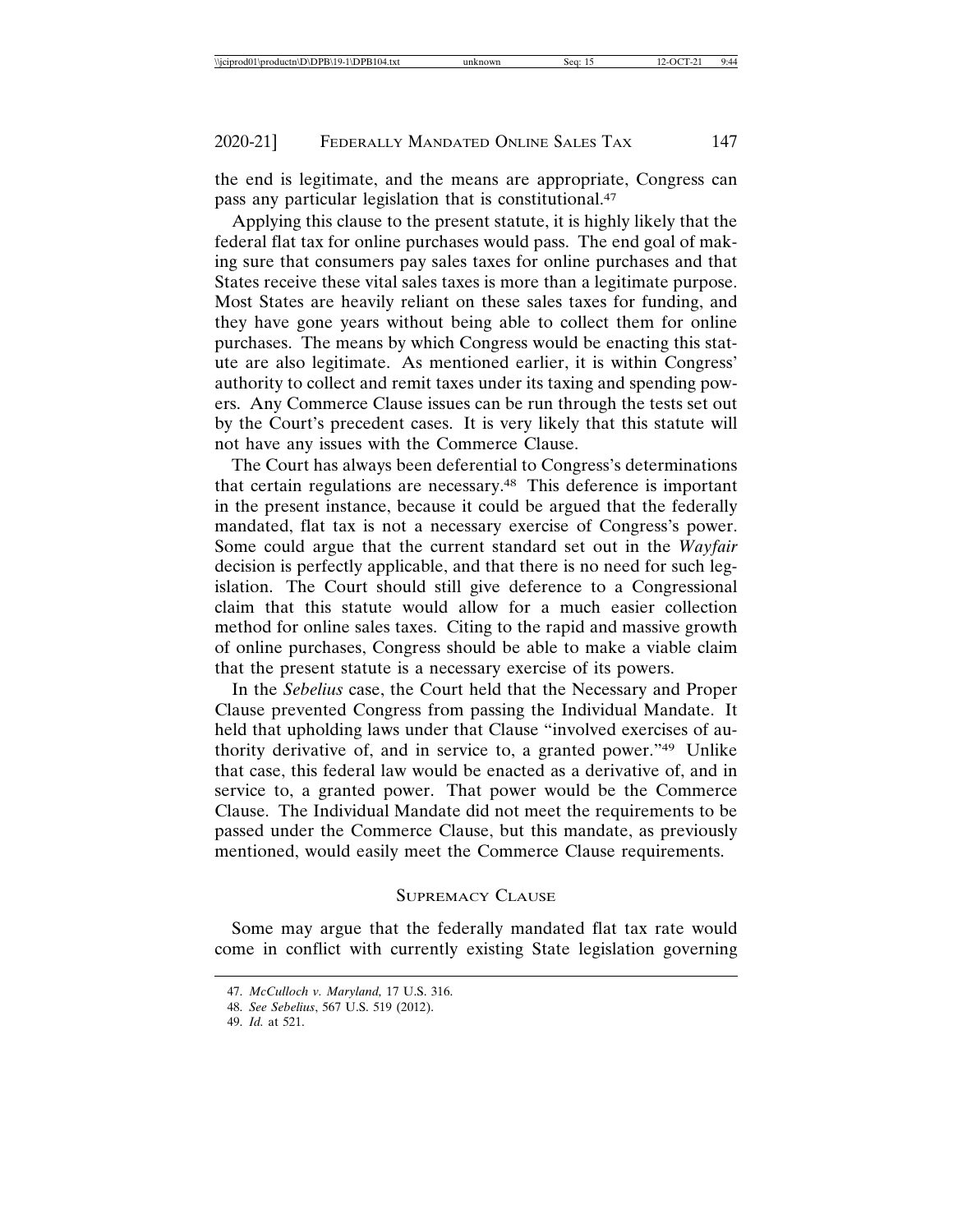the end is legitimate, and the means are appropriate, Congress can pass any particular legislation that is constitutional.[47]

Applying this clause to the present statute, it is highly likely that the federal flat tax for online purchases would pass. The end goal of making sure that consumers pay sales taxes for online purchases and that States receive these vital sales taxes is more than a legitimate purpose. Most States are heavily reliant on these sales taxes for funding, and they have gone years without being able to collect them for online purchases. The means by which Congress would be enacting this statute are also legitimate. As mentioned earlier, it is within Congress' authority to collect and remit taxes under its taxing and spending powers. Any Commerce Clause issues can be run through the tests set out by the Court's precedent cases. It is very likely that this statute will not have any issues with the Commerce Clause.

The Court has always been deferential to Congress's determinations that certain regulations are necessary.[48] This deference is important in the present instance, because it could be argued that the federally mandated, flat tax is not a necessary exercise of Congress's power. Some could argue that the current standard set out in the *Wayfair* decision is perfectly applicable, and that there is no need for such legislation. The Court should still give deference to a Congressional claim that this statute would allow for a much easier collection method for online sales taxes. Citing to the rapid and massive growth of online purchases, Congress should be able to make a viable claim that the present statute is a necessary exercise of its powers.

In the *Sebelius* case, the Court held that the Necessary and Proper Clause prevented Congress from passing the Individual Mandate. It held that upholding laws under that Clause "involved exercises of authority derivative of, and in service to, a granted power."[49] Unlike that case, this federal law would be enacted as a derivative of, and in service to, a granted power. That power would be the Commerce Clause. The Individual Mandate did not meet the requirements to be passed under the Commerce Clause, but this mandate, as previously mentioned, would easily meet the Commerce Clause requirements.

## SUPREMACY CLAUSE

Some may argue that the federally mandated flat tax rate would come in conflict with currently existing State legislation governing

---

47. *McCulloch v. Maryland,* 17 U.S. 316.

48. *See Sebelius*, 567 U.S. 519 (2012).

49. *Id.* at 521.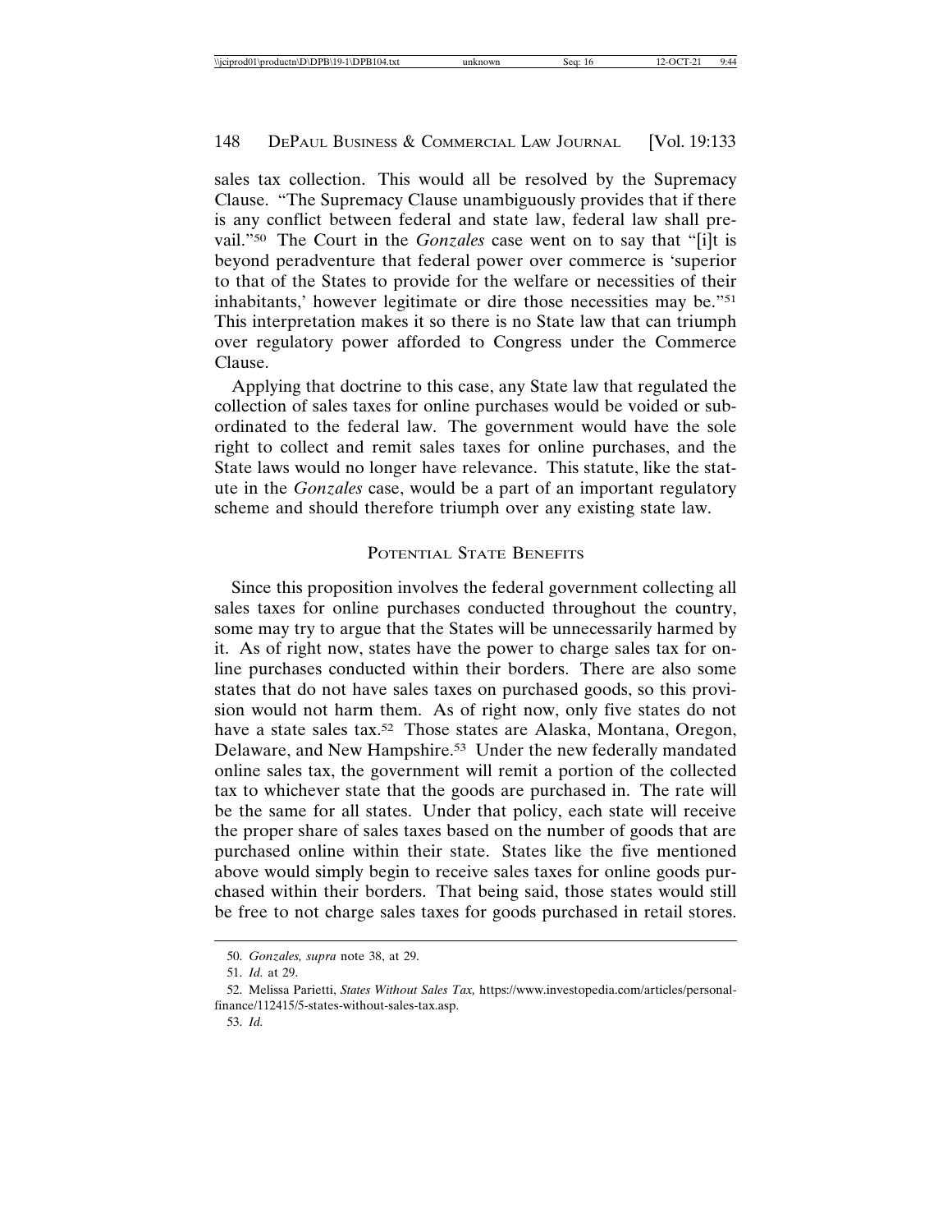sales tax collection. This would all be resolved by the Supremacy Clause. "The Supremacy Clause unambiguously provides that if there is any conflict between federal and state law, federal law shall prevail."[50] The Court in the *Gonzales* case went on to say that "[i]t is beyond peradventure that federal power over commerce is 'superior to that of the States to provide for the welfare or necessities of their inhabitants,' however legitimate or dire those necessities may be."[51] This interpretation makes it so there is no State law that can triumph over regulatory power afforded to Congress under the Commerce Clause.

Applying that doctrine to this case, any State law that regulated the collection of sales taxes for online purchases would be voided or subordinated to the federal law. The government would have the sole right to collect and remit sales taxes for online purchases, and the State laws would no longer have relevance. This statute, like the statute in the *Gonzales* case, would be a part of an important regulatory scheme and should therefore triumph over any existing state law.

## Potential State Benefits

Since this proposition involves the federal government collecting all sales taxes for online purchases conducted throughout the country, some may try to argue that the States will be unnecessarily harmed by it. As of right now, states have the power to charge sales tax for online purchases conducted within their borders. There are also some states that do not have sales taxes on purchased goods, so this provision would not harm them. As of right now, only five states do not have a state sales tax.[52] Those states are Alaska, Montana, Oregon, Delaware, and New Hampshire.[53] Under the new federally mandated online sales tax, the government will remit a portion of the collected tax to whichever state that the goods are purchased in. The rate will be the same for all states. Under that policy, each state will receive the proper share of sales taxes based on the number of goods that are purchased online within their state. States like the five mentioned above would simply begin to receive sales taxes for online goods purchased within their borders. That being said, those states would still be free to not charge sales taxes for goods purchased in retail stores.

---

50. *Gonzales, supra* note 38, at 29.

51. *Id.* at 29.

52. Melissa Parietti, *States Without Sales Tax,* https://www.investopedia.com/articles/personal-finance/112415/5-states-without-sales-tax.asp.

53. *Id.*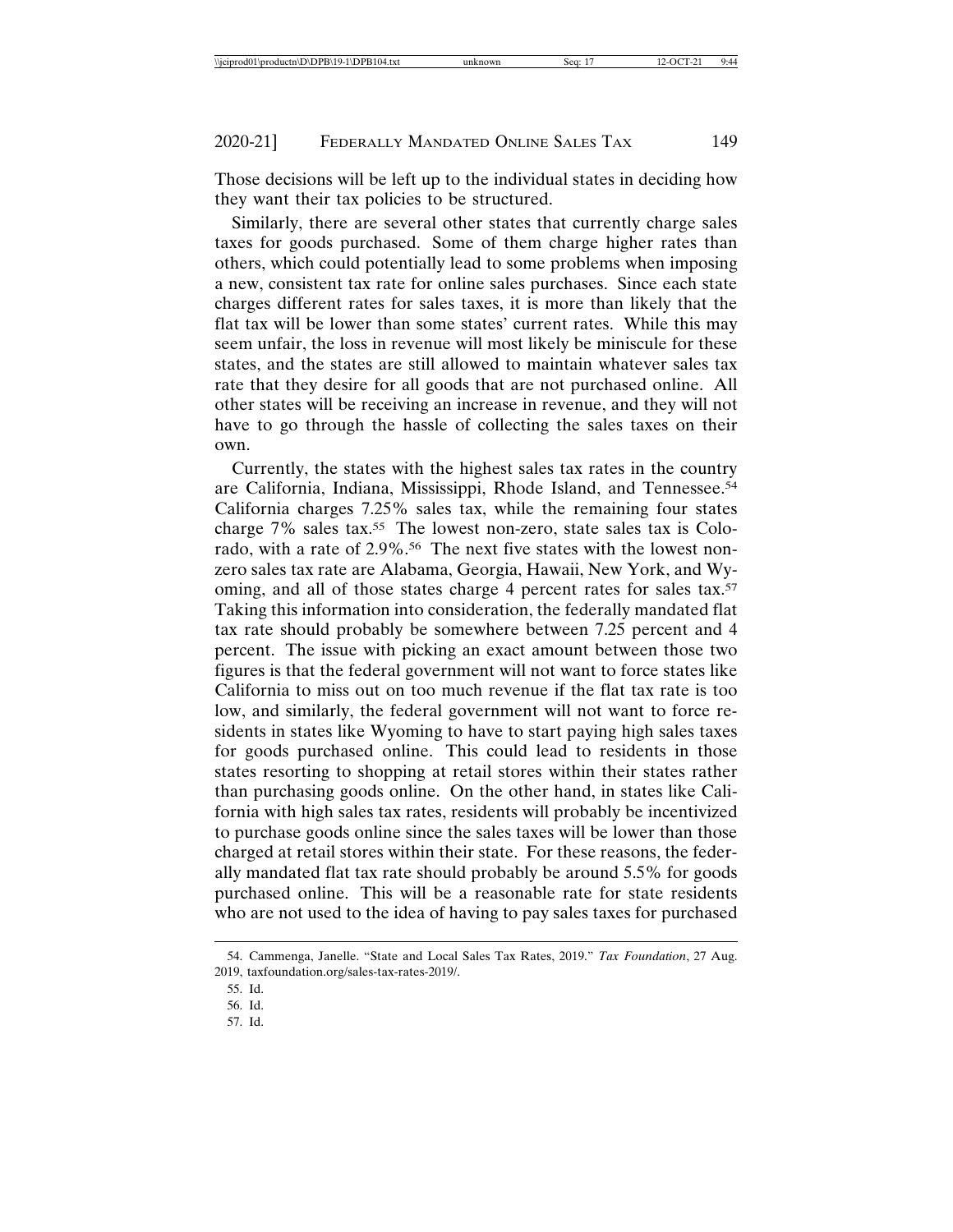Those decisions will be left up to the individual states in deciding how they want their tax policies to be structured.

Similarly, there are several other states that currently charge sales taxes for goods purchased. Some of them charge higher rates than others, which could potentially lead to some problems when imposing a new, consistent tax rate for online sales purchases. Since each state charges different rates for sales taxes, it is more than likely that the flat tax will be lower than some states' current rates. While this may seem unfair, the loss in revenue will most likely be miniscule for these states, and the states are still allowed to maintain whatever sales tax rate that they desire for all goods that are not purchased online. All other states will be receiving an increase in revenue, and they will not have to go through the hassle of collecting the sales taxes on their own.

Currently, the states with the highest sales tax rates in the country are California, Indiana, Mississippi, Rhode Island, and Tennessee.[54] California charges 7.25% sales tax, while the remaining four states charge 7% sales tax.[55] The lowest non-zero, state sales tax is Colorado, with a rate of 2.9%.[56] The next five states with the lowest non-zero sales tax rate are Alabama, Georgia, Hawaii, New York, and Wyoming, and all of those states charge 4 percent rates for sales tax.[57] Taking this information into consideration, the federally mandated flat tax rate should probably be somewhere between 7.25 percent and 4 percent. The issue with picking an exact amount between those two figures is that the federal government will not want to force states like California to miss out on too much revenue if the flat tax rate is too low, and similarly, the federal government will not want to force residents in states like Wyoming to have to start paying high sales taxes for goods purchased online. This could lead to residents in those states resorting to shopping at retail stores within their states rather than purchasing goods online. On the other hand, in states like California with high sales tax rates, residents will probably be incentivized to purchase goods online since the sales taxes will be lower than those charged at retail stores within their state. For these reasons, the federally mandated flat tax rate should probably be around 5.5% for goods purchased online. This will be a reasonable rate for state residents who are not used to the idea of having to pay sales taxes for purchased

---

54. Cammenga, Janelle. "State and Local Sales Tax Rates, 2019." *Tax Foundation*, 27 Aug. 2019, taxfoundation.org/sales-tax-rates-2019/.

55. Id.

56. Id.

57. Id.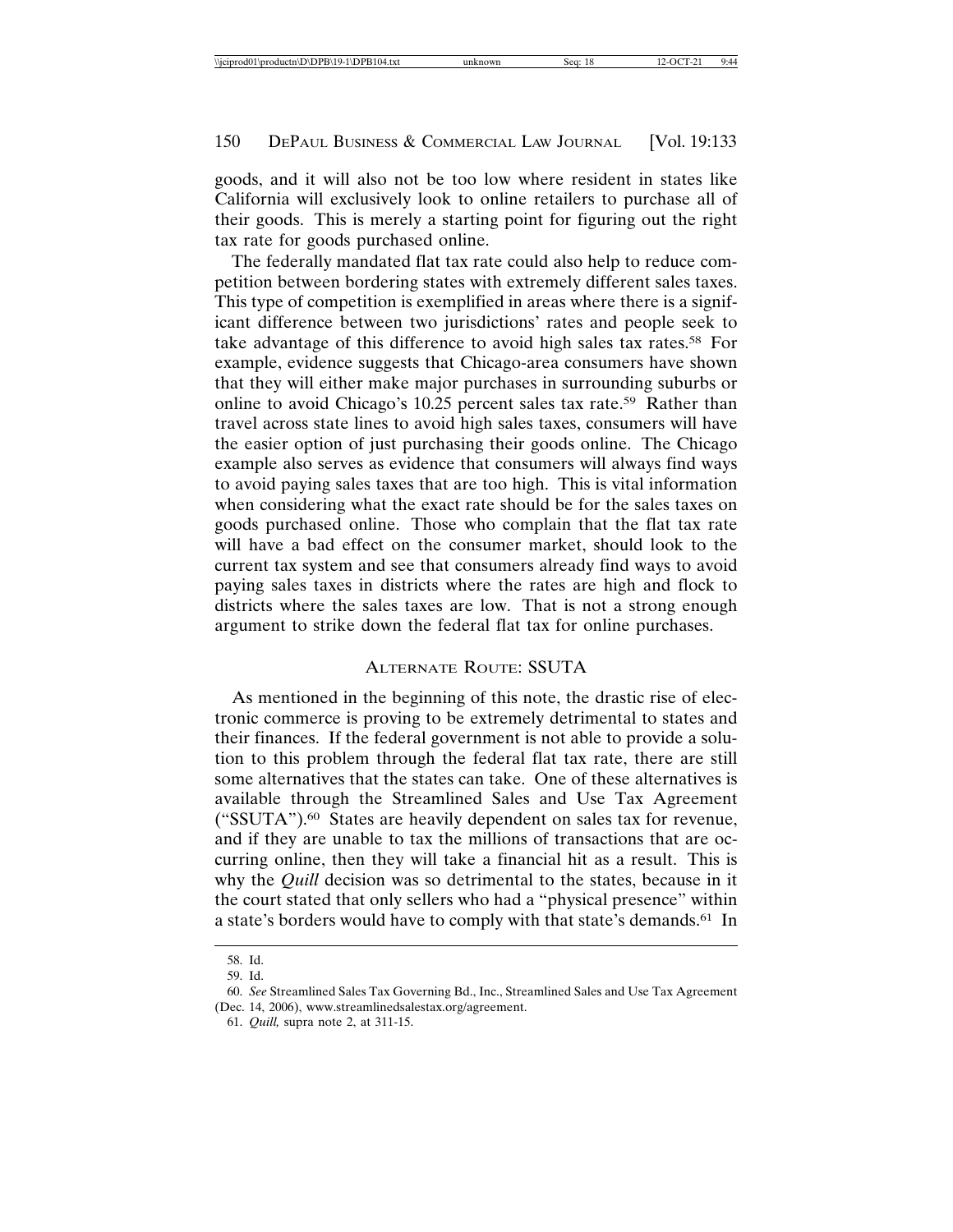goods, and it will also not be too low where resident in states like California will exclusively look to online retailers to purchase all of their goods. This is merely a starting point for figuring out the right tax rate for goods purchased online.

The federally mandated flat tax rate could also help to reduce competition between bordering states with extremely different sales taxes. This type of competition is exemplified in areas where there is a significant difference between two jurisdictions' rates and people seek to take advantage of this difference to avoid high sales tax rates.[58] For example, evidence suggests that Chicago-area consumers have shown that they will either make major purchases in surrounding suburbs or online to avoid Chicago's 10.25 percent sales tax rate.[59] Rather than travel across state lines to avoid high sales taxes, consumers will have the easier option of just purchasing their goods online. The Chicago example also serves as evidence that consumers will always find ways to avoid paying sales taxes that are too high. This is vital information when considering what the exact rate should be for the sales taxes on goods purchased online. Those who complain that the flat tax rate will have a bad effect on the consumer market, should look to the current tax system and see that consumers already find ways to avoid paying sales taxes in districts where the rates are high and flock to districts where the sales taxes are low. That is not a strong enough argument to strike down the federal flat tax for online purchases.

## ALTERNATE ROUTE: SSUTA

As mentioned in the beginning of this note, the drastic rise of electronic commerce is proving to be extremely detrimental to states and their finances. If the federal government is not able to provide a solution to this problem through the federal flat tax rate, there are still some alternatives that the states can take. One of these alternatives is available through the Streamlined Sales and Use Tax Agreement ("SSUTA").[60] States are heavily dependent on sales tax for revenue, and if they are unable to tax the millions of transactions that are occurring online, then they will take a financial hit as a result. This is why the *Quill* decision was so detrimental to the states, because in it the court stated that only sellers who had a "physical presence" within a state's borders would have to comply with that state's demands.[61] In

---

58. Id.

59. Id.

60. *See* Streamlined Sales Tax Governing Bd., Inc., Streamlined Sales and Use Tax Agreement (Dec. 14, 2006), www.streamlinedsalestax.org/agreement.

61. *Quill,* supra note 2, at 311-15.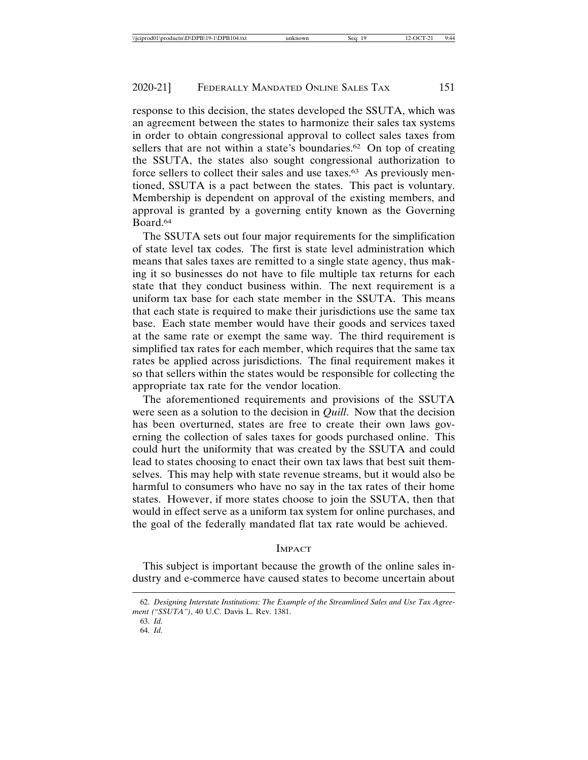response to this decision, the states developed the SSUTA, which was an agreement between the states to harmonize their sales tax systems in order to obtain congressional approval to collect sales taxes from sellers that are not within a state's boundaries.[62] On top of creating the SSUTA, the states also sought congressional authorization to force sellers to collect their sales and use taxes.[63] As previously mentioned, SSUTA is a pact between the states. This pact is voluntary. Membership is dependent on approval of the existing members, and approval is granted by a governing entity known as the Governing Board.[64]

The SSUTA sets out four major requirements for the simplification of state level tax codes. The first is state level administration which means that sales taxes are remitted to a single state agency, thus making it so businesses do not have to file multiple tax returns for each state that they conduct business within. The next requirement is a uniform tax base for each state member in the SSUTA. This means that each state is required to make their jurisdictions use the same tax base. Each state member would have their goods and services taxed at the same rate or exempt the same way. The third requirement is simplified tax rates for each member, which requires that the same tax rates be applied across jurisdictions. The final requirement makes it so that sellers within the states would be responsible for collecting the appropriate tax rate for the vendor location.

The aforementioned requirements and provisions of the SSUTA were seen as a solution to the decision in *Quill*. Now that the decision has been overturned, states are free to create their own laws governing the collection of sales taxes for goods purchased online. This could hurt the uniformity that was created by the SSUTA and could lead to states choosing to enact their own tax laws that best suit themselves. This may help with state revenue streams, but it would also be harmful to consumers who have no say in the tax rates of their home states. However, if more states choose to join the SSUTA, then that would in effect serve as a uniform tax system for online purchases, and the goal of the federally mandated flat tax rate would be achieved.

## IMPACT

This subject is important because the growth of the online sales industry and e-commerce have caused states to become uncertain about

---

62. *Designing Interstate Institutions: The Example of the Streamlined Sales and Use Tax Agreement ("SSUTA")*, 40 U.C. Davis L. Rev. 1381.

63. *Id.*

64. *Id.*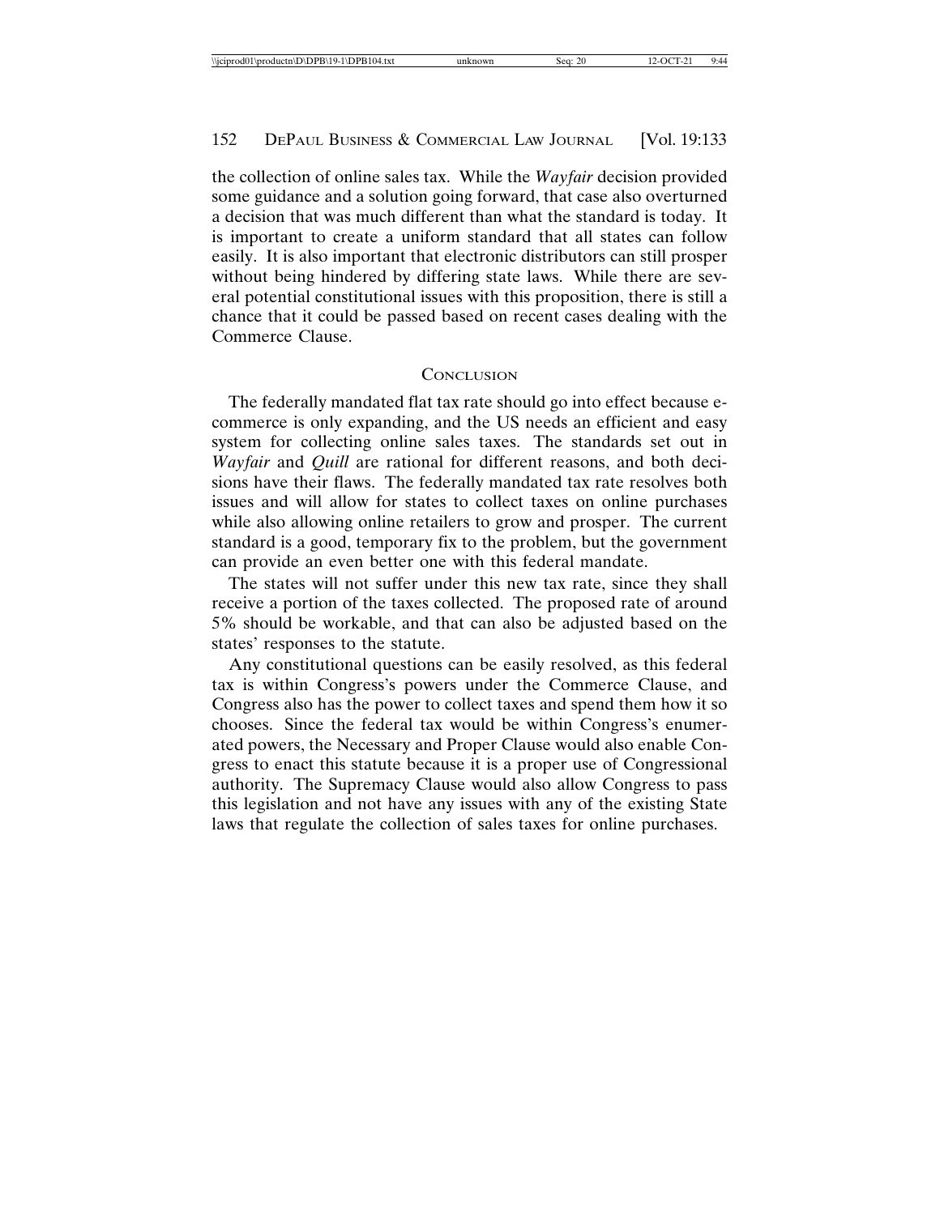the collection of online sales tax. While the *Wayfair* decision provided some guidance and a solution going forward, that case also overturned a decision that was much different than what the standard is today. It is important to create a uniform standard that all states can follow easily. It is also important that electronic distributors can still prosper without being hindered by differing state laws. While there are several potential constitutional issues with this proposition, there is still a chance that it could be passed based on recent cases dealing with the Commerce Clause.

## Conclusion

The federally mandated flat tax rate should go into effect because e-commerce is only expanding, and the US needs an efficient and easy system for collecting online sales taxes. The standards set out in *Wayfair* and *Quill* are rational for different reasons, and both decisions have their flaws. The federally mandated tax rate resolves both issues and will allow for states to collect taxes on online purchases while also allowing online retailers to grow and prosper. The current standard is a good, temporary fix to the problem, but the government can provide an even better one with this federal mandate.

The states will not suffer under this new tax rate, since they shall receive a portion of the taxes collected. The proposed rate of around 5% should be workable, and that can also be adjusted based on the states' responses to the statute.

Any constitutional questions can be easily resolved, as this federal tax is within Congress's powers under the Commerce Clause, and Congress also has the power to collect taxes and spend them how it so chooses. Since the federal tax would be within Congress's enumerated powers, the Necessary and Proper Clause would also enable Congress to enact this statute because it is a proper use of Congressional authority. The Supremacy Clause would also allow Congress to pass this legislation and not have any issues with any of the existing State laws that regulate the collection of sales taxes for online purchases.